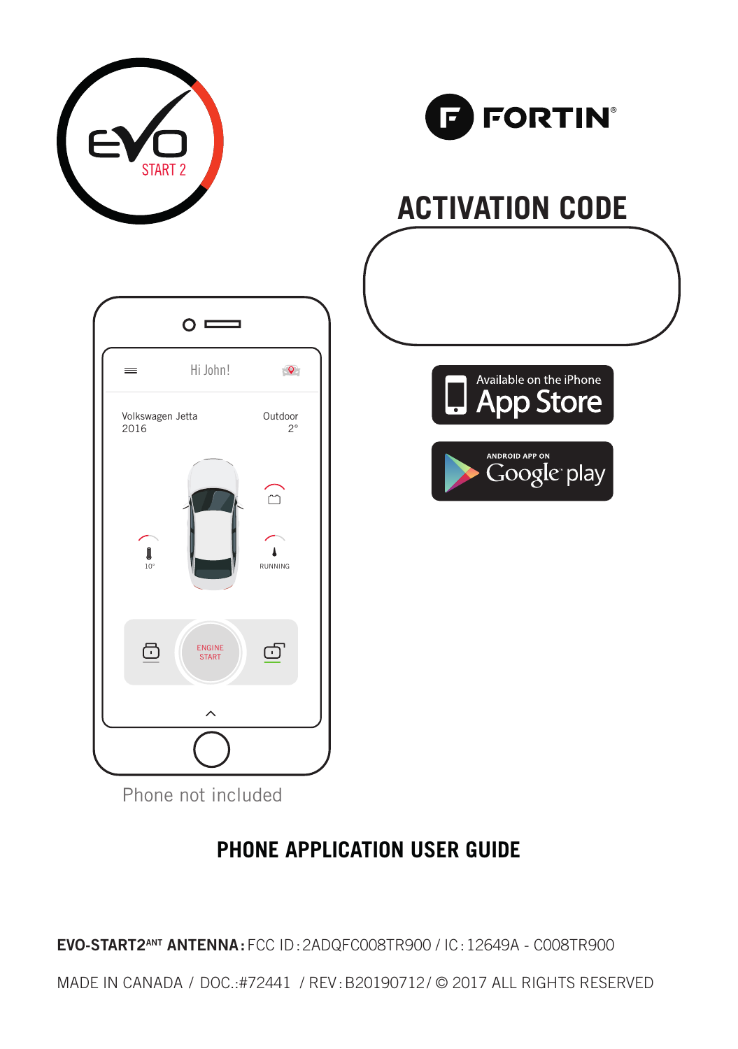EVO START 2

FORTIN®

# ACTIVATION CODE

Available on the iPhone App Store

ANDROID APP ON Google play

Hi John!

Volkswagen Jetta 2016

Outdoor 2°

10°

RUNNING

ENGINE START

Phone not included

## PHONE APPLICATION USER GUIDE

**EVO-START2ANT ANTENNA:** FCC ID: 2ADQFC008TR900 / IC: 12649A - C008TR900

MADE IN CANADA / DOC.:#72441 / REV: B20190712 / © 2017 ALL RIGHTS RESERVED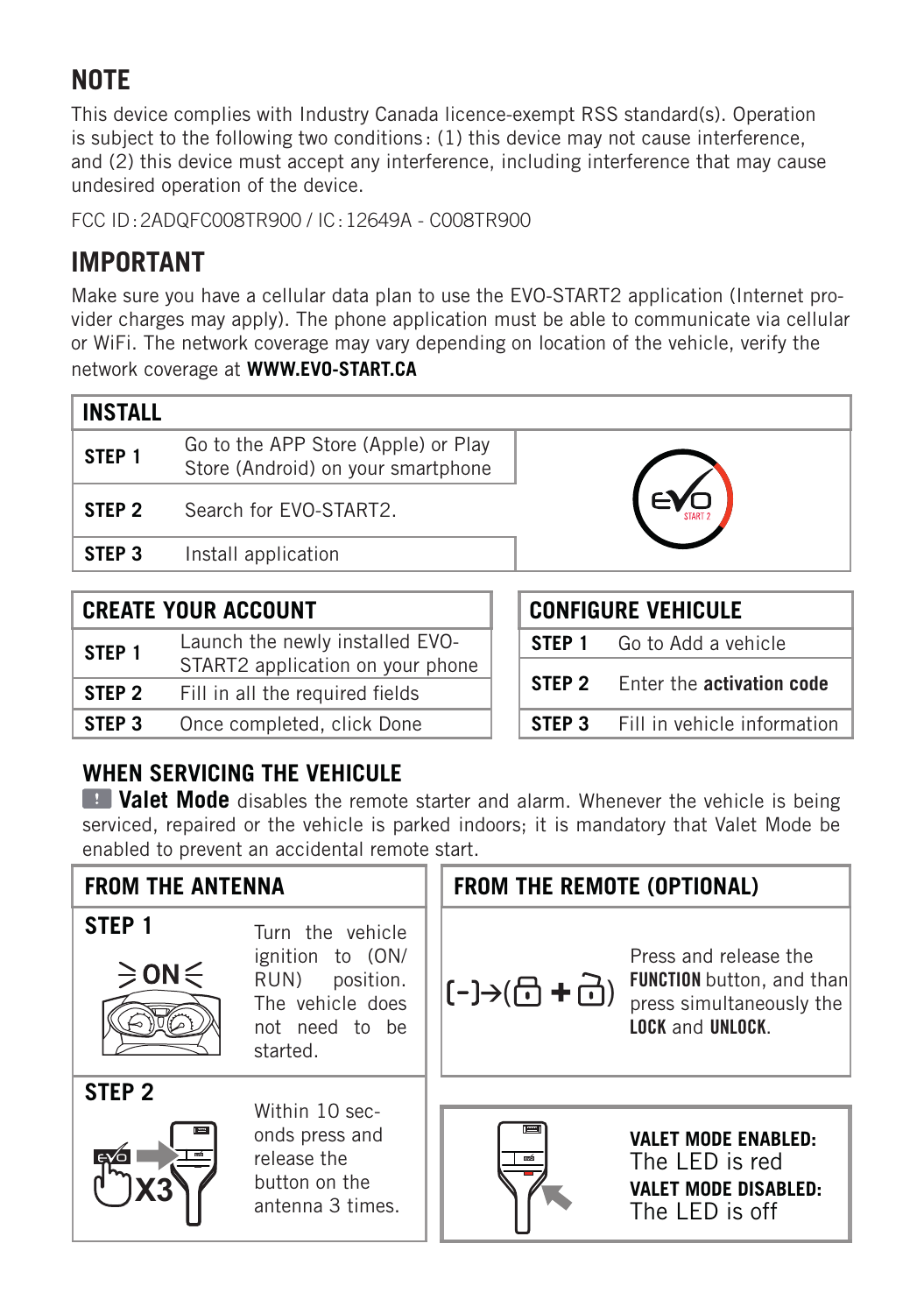## NOTE

This device complies with Industry Canada licence-exempt RSS standard(s). Operation is subject to the following two conditions: (1) this device may not cause interference, and (2) this device must accept any interference, including interference that may cause undesired operation of the device.

FCC ID: 2ADQFC008TR900 / IC: 12649A - C008TR900

## IMPORTANT

Make sure you have a cellular data plan to use the EVO-START2 application (Internet provider charges may apply). The phone application must be able to communicate via cellular or WiFi. The network coverage may vary depending on location of the vehicle, verify the network coverage at **WWW.EVO-START.CA**

| INSTALL | |
|---|---|
| **STEP 1** | Go to the APP Store (Apple) or Play Store (Android) on your smartphone |
| **STEP 2** | Search for EVO-START2. |
| **STEP 3** | Install application |

| CREATE YOUR ACCOUNT | |
|---|---|
| **STEP 1** | Launch the newly installed EVO-START2 application on your phone |
| **STEP 2** | Fill in all the required fields |
| **STEP 3** | Once completed, click Done |

| CONFIGURE VEHICULE | |
|---|---|
| **STEP 1** | Go to Add a vehicle |
| **STEP 2** | Enter the **activation code** |
| **STEP 3** | Fill in vehicle information |

### WHEN SERVICING THE VEHICLE

**Valet Mode** disables the remote starter and alarm. Whenever the vehicle is being serviced, repaired or the vehicle is parked indoors; it is mandatory that Valet Mode be enabled to prevent an accidental remote start.

#### FROM THE ANTENNA

**STEP 1**

ON

Turn the vehicle ignition to (ON/ RUN) position. The vehicle does not need to be started.

**STEP 2**

X3

Within 10 seconds press and release the button on the antenna 3 times.

#### FROM THE REMOTE (OPTIONAL)

Press and release the **FUNCTION** button, and than press simultaneously the **LOCK** and **UNLOCK**.

**VALET MODE ENABLED:**
The LED is red

**VALET MODE DISABLED:**
The LED is off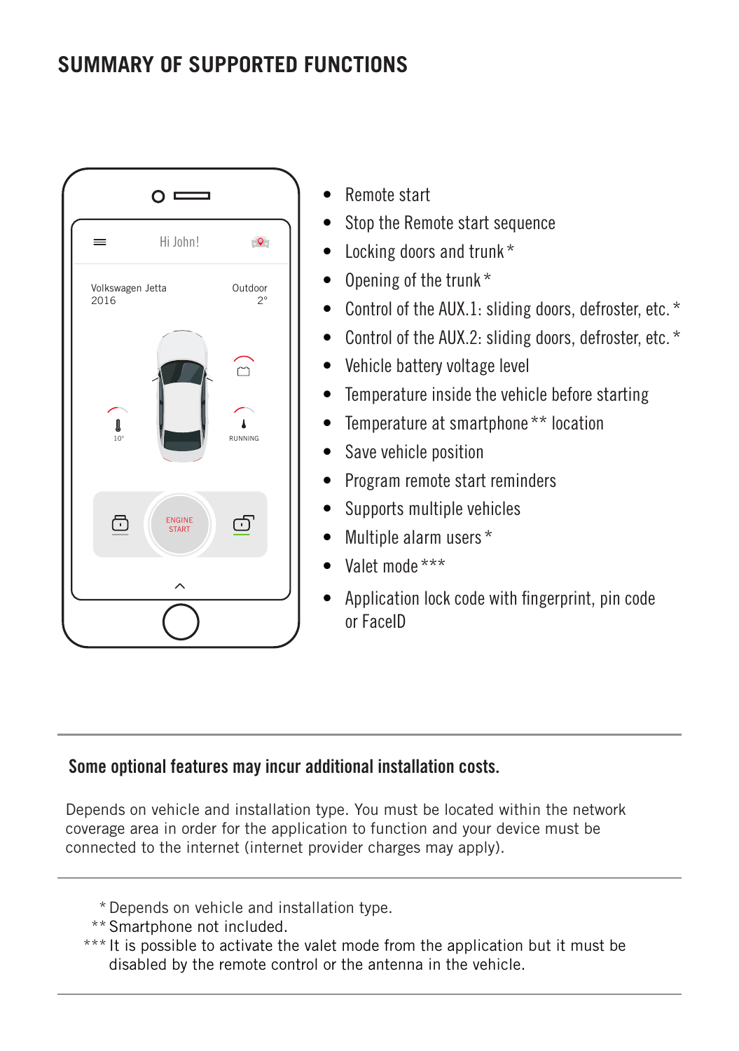# SUMMARY OF SUPPORTED FUNCTIONS

- Remote start
- Stop the Remote start sequence
- Locking doors and trunk *
- Opening of the trunk *
- Control of the AUX.1: sliding doors, defroster, etc. *
- Control of the AUX.2: sliding doors, defroster, etc. *
- Vehicle battery voltage level
- Temperature inside the vehicle before starting
- Temperature at smartphone ** location
- Save vehicle position
- Program remote start reminders
- Supports multiple vehicles
- Multiple alarm users *
- Valet mode ***
- Application lock code with fingerprint, pin code or FaceID

---

**Some optional features may incur additional installation costs.**

Depends on vehicle and installation type. You must be located within the network coverage area in order for the application to function and your device must be connected to the internet (internet provider charges may apply).

---

\* Depends on vehicle and installation type.

** Smartphone not included.

*** It is possible to activate the valet mode from the application but it must be disabled by the remote control or the antenna in the vehicle.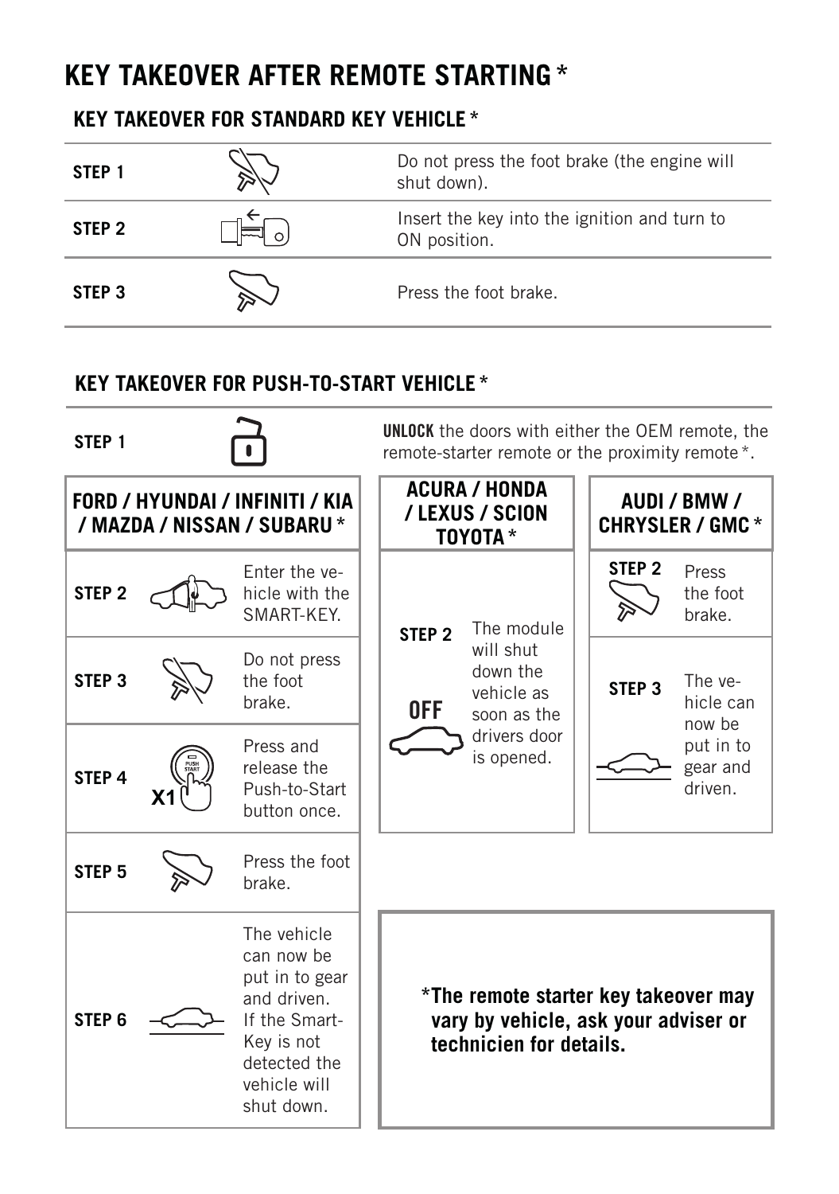# KEY TAKEOVER AFTER REMOTE STARTING *

## KEY TAKEOVER FOR STANDARD KEY VEHICLE *

| | |
|---|---|
| **STEP 1** | Do not press the foot brake (the engine will shut down). |
| **STEP 2** | Insert the key into the ignition and turn to ON position. |
| **STEP 3** | Press the foot brake. |

## KEY TAKEOVER FOR PUSH-TO-START VEHICLE *

**STEP 1** — **UNLOCK** the doors with either the OEM remote, the remote-starter remote or the proximity remote *.

### FORD / HYUNDAI / INFINITI / KIA / MAZDA / NISSAN / SUBARU *

| | |
|---|---|
| **STEP 2** | Enter the vehicle with the SMART-KEY. |
| **STEP 3** | Do not press the foot brake. |
| **STEP 4** | X1 — Press and release the Push-to-Start button once. |
| **STEP 5** | Press the foot brake. |
| **STEP 6** | The vehicle can now be put in to gear and driven. If the Smart-Key is not detected the vehicle will shut down. |

### ACURA / HONDA / LEXUS / SCION TOYOTA *

| | |
|---|---|
| **STEP 2** | **OFF** — The module will shut down the vehicle as soon as the drivers door is opened. |

### AUDI / BMW / CHRYSLER / GMC *

| | |
|---|---|
| **STEP 2** | Press the foot brake. |
| **STEP 3** | The vehicle can now be put in to gear and driven. |

***The remote starter key takeover may vary by vehicle, ask your adviser or technicien for details.**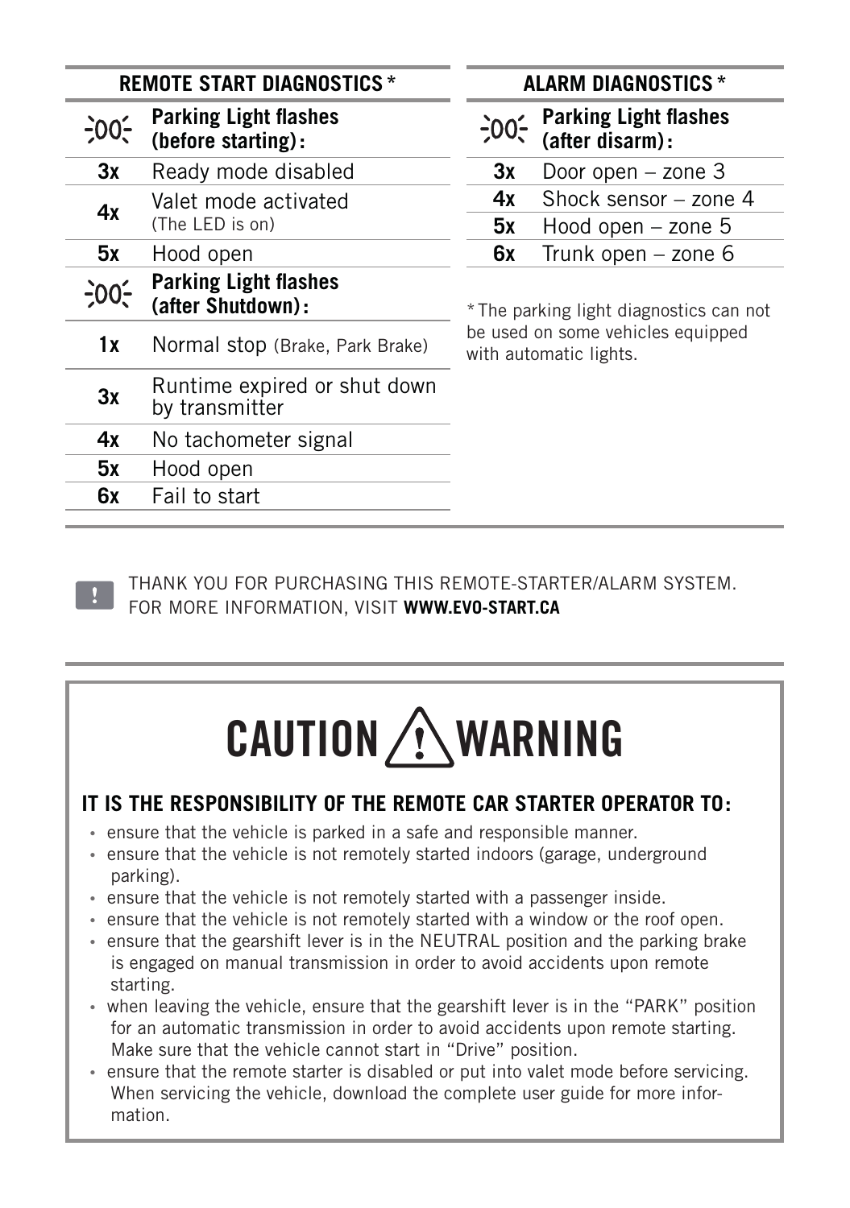## REMOTE START DIAGNOSTICS *

| Parking Light flashes (before starting): | |
|---|---|
| **3x** | Ready mode disabled |
| **4x** | Valet mode activated (The LED is on) |
| **5x** | Hood open |

| Parking Light flashes (after Shutdown): | |
|---|---|
| **1x** | Normal stop (Brake, Park Brake) |
| **3x** | Runtime expired or shut down by transmitter |
| **4x** | No tachometer signal |
| **5x** | Hood open |
| **6x** | Fail to start |

## ALARM DIAGNOSTICS *

| Parking Light flashes (after disarm): | |
|---|---|
| **3x** | Door open – zone 3 |
| **4x** | Shock sensor – zone 4 |
| **5x** | Hood open – zone 5 |
| **6x** | Trunk open – zone 6 |

* The parking light diagnostics can not be used on some vehicles equipped with automatic lights.

THANK YOU FOR PURCHASING THIS REMOTE-STARTER/ALARM SYSTEM. FOR MORE INFORMATION, VISIT **WWW.EVO-START.CA**

# CAUTION ⚠ WARNING

### IT IS THE RESPONSIBILITY OF THE REMOTE CAR STARTER OPERATOR TO:

- ensure that the vehicle is parked in a safe and responsible manner.
- ensure that the vehicle is not remotely started indoors (garage, underground parking).
- ensure that the vehicle is not remotely started with a passenger inside.
- ensure that the vehicle is not remotely started with a window or the roof open.
- ensure that the gearshift lever is in the NEUTRAL position and the parking brake is engaged on manual transmission in order to avoid accidents upon remote starting.
- when leaving the vehicle, ensure that the gearshift lever is in the "PARK" position for an automatic transmission in order to avoid accidents upon remote starting. Make sure that the vehicle cannot start in "Drive" position.
- ensure that the remote starter is disabled or put into valet mode before servicing. When servicing the vehicle, download the complete user guide for more information.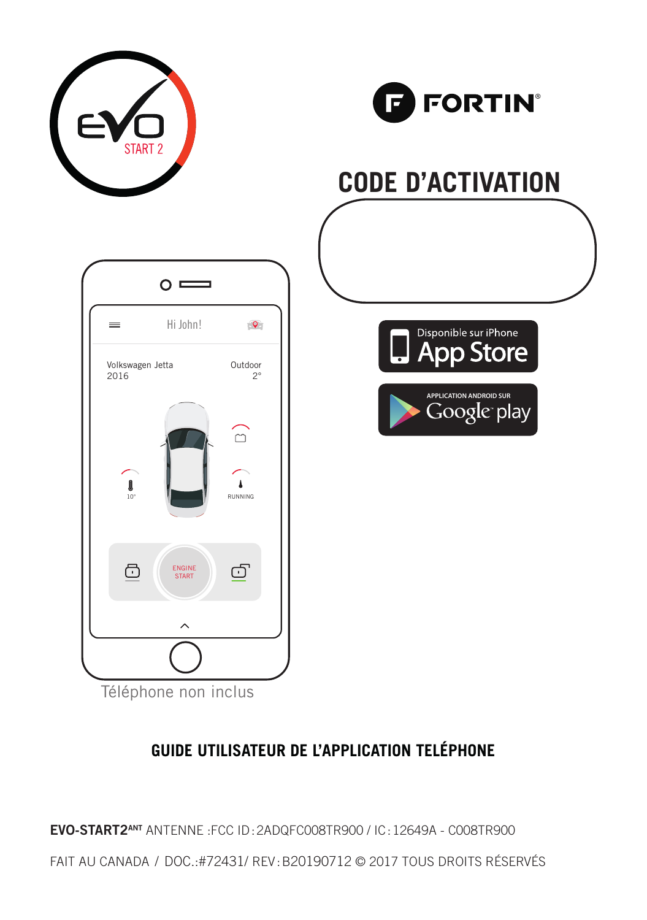EVO START 2

FORTIN®

# CODE D'ACTIVATION

Disponible sur iPhone App Store

APPLICATION ANDROID SUR Google play

Hi John!

Volkswagen Jetta 2016

Outdoor 2°

10°

RUNNING

ENGINE START

Téléphone non inclus

## GUIDE UTILISATEUR DE L'APPLICATION TELÉPHONE

**EVO-START2**ANT ANTENNE :FCC ID: 2ADQFC008TR900 / IC: 12649A - C008TR900

FAIT AU CANADA / DOC.:#72431/ REV: B20190712 © 2017 TOUS DROITS RÉSERVÉS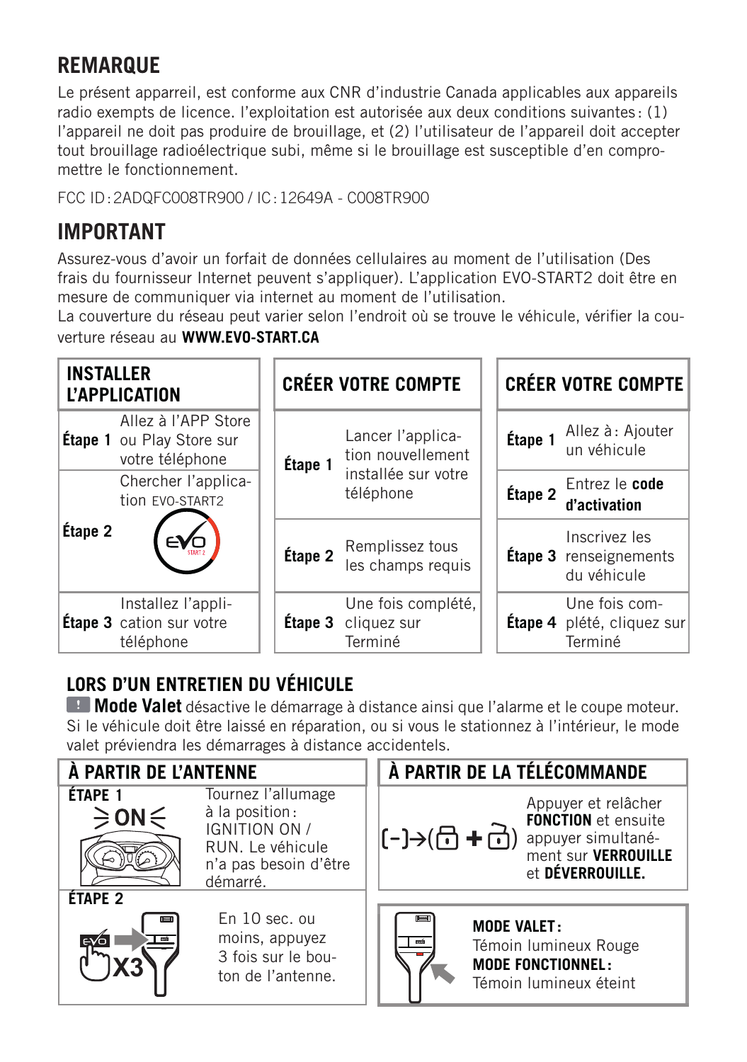## REMARQUE

Le présent appareil, est conforme aux CNR d'industrie Canada applicables aux appareils radio exempts de licence. l'exploitation est autorisée aux deux conditions suivantes : (1) l'appareil ne doit pas produire de brouillage, et (2) l'utilisateur de l'appareil doit accepter tout brouillage radioélectrique subi, même si le brouillage est susceptible d'en compromettre le fonctionnement.

FCC ID : 2ADQFC008TR900 / IC : 12649A - C008TR900

## IMPORTANT

Assurez-vous d'avoir un forfait de données cellulaires au moment de l'utilisation (Des frais du fournisseur Internet peuvent s'appliquer). L'application EVO-START2 doit être en mesure de communiquer via internet au moment de l'utilisation.
La couverture du réseau peut varier selon l'endroit où se trouve le véhicule, vérifier la couverture réseau au **WWW.EVO-START.CA**

| INSTALLER L'APPLICATION | |
|---|---|
| **Étape 1** | Allez à l'APP Store ou Play Store sur votre téléphone |
| **Étape 2** | Chercher l'application EVO-START2 |
| **Étape 3** | Installez l'application sur votre téléphone |

| CRÉER VOTRE COMPTE | |
|---|---|
| **Étape 1** | Lancer l'application nouvellement installée sur votre téléphone |
| **Étape 2** | Remplissez tous les champs requis |
| **Étape 3** | Une fois complété, cliquez sur Terminé |

| CRÉER VOTRE COMPTE | |
|---|---|
| **Étape 1** | Allez à : Ajouter un véhicule |
| **Étape 2** | Entrez le **code d'activation** |
| **Étape 3** | Inscrivez les renseignements du véhicule |
| **Étape 4** | Une fois complété, cliquez sur Terminé |

### LORS D'UN ENTRETIEN DU VÉHICULE

**Mode Valet** désactive le démarrage à distance ainsi que l'alarme et le coupe moteur. Si le véhicule doit être laissé en réparation, ou si vous le stationnez à l'intérieur, le mode valet préviendra les démarrages à distance accidentels.

#### À PARTIR DE L'ANTENNE

**ÉTAPE 1** — ON — Tournez l'allumage à la position : IGNITION ON / RUN. Le véhicule n'a pas besoin d'être démarré.

**ÉTAPE 2** — X3 — En 10 sec. ou moins, appuyez 3 fois sur le bouton de l'antenne.

#### À PARTIR DE LA TÉLÉCOMMANDE

(–)→(🔒 + 🔓) Appuyer et relâcher **FONCTION** et ensuite appuyer simultanément sur **VERROUILLE** et **DÉVERROUILLE.**

**MODE VALET :**
Témoin lumineux Rouge
**MODE FONCTIONNEL :**
Témoin lumineux éteint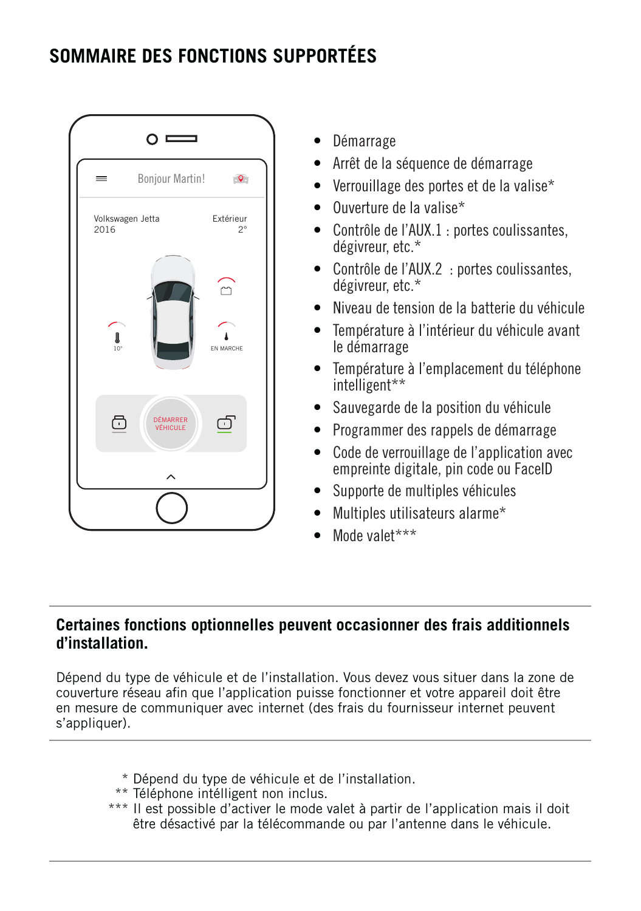# SOMMAIRE DES FONCTIONS SUPPORTÉES

- Démarrage
- Arrêt de la séquence de démarrage
- Verrouillage des portes et de la valise*
- Ouverture de la valise*
- Contrôle de l'AUX.1 : portes coulissantes, dégivreur, etc.*
- Contrôle de l'AUX.2 : portes coulissantes, dégivreur, etc.*
- Niveau de tension de la batterie du véhicule
- Température à l'intérieur du véhicule avant le démarrage
- Température à l'emplacement du téléphone intelligent**
- Sauvegarde de la position du véhicule
- Programmer des rappels de démarrage
- Code de verrouillage de l'application avec empreinte digitale, pin code ou FaceID
- Supporte de multiples véhicules
- Multiples utilisateurs alarme*
- Mode valet***

**Certaines fonctions optionnelles peuvent occasionner des frais additionnels d'installation.**

Dépend du type de véhicule et de l'installation. Vous devez vous situer dans la zone de couverture réseau afin que l'application puisse fonctionner et votre appareil doit être en mesure de communiquer avec internet (des frais du fournisseur internet peuvent s'appliquer).

\* Dépend du type de véhicule et de l'installation.
** Téléphone intélligent non inclus.
*** Il est possible d'activer le mode valet à partir de l'application mais il doit être désactivé par la télécommande ou par l'antenne dans le véhicule.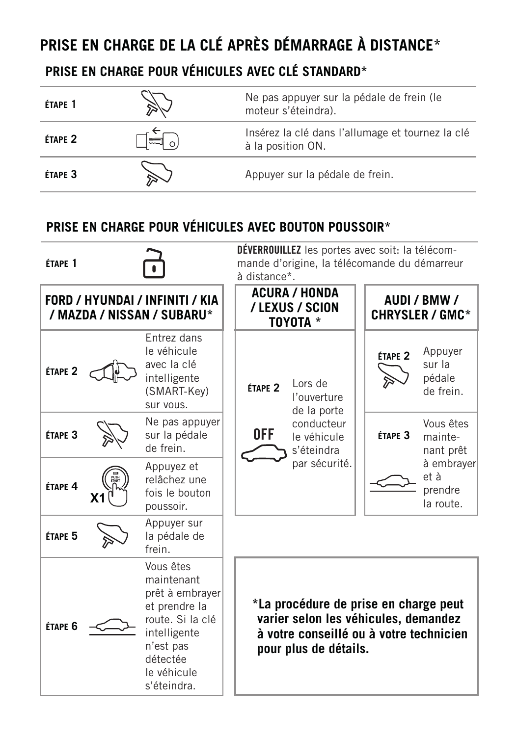# PRISE EN CHARGE DE LA CLÉ APRÈS DÉMARRAGE À DISTANCE*

## PRISE EN CHARGE POUR VÉHICULES AVEC CLÉ STANDARD*

| | |
|---|---|
| ÉTAPE 1 | Ne pas appuyer sur la pédale de frein (le moteur s'éteindra). |
| ÉTAPE 2 | Insérez la clé dans l'allumage et tournez la clé à la position ON. |
| ÉTAPE 3 | Appuyer sur la pédale de frein. |

## PRISE EN CHARGE POUR VÉHICULES AVEC BOUTON POUSSOIR*

ÉTAPE 1 — **DÉVERROUILLEZ** les portes avec soit: la télécommande d'origine, la télécommande du démarreur à distance*.

### FORD / HYUNDAI / INFINITI / KIA / MAZDA / NISSAN / SUBARU*

| | |
|---|---|
| ÉTAPE 2 | Entrez dans le véhicule avec la clé intelligente (SMART-Key) sur vous. |
| ÉTAPE 3 | Ne pas appuyer sur la pédale de frein. |
| ÉTAPE 4 | X1 Appuyez et relâchez une fois le bouton poussoir. |
| ÉTAPE 5 | Appuyer sur la pédale de frein. |
| ÉTAPE 6 | Vous êtes maintenant prêt à embrayer et prendre la route. Si la clé intelligente n'est pas détectée le véhicule s'éteindra. |

### ACURA / HONDA / LEXUS / SCION TOYOTA *

| | |
|---|---|
| ÉTAPE 2 | OFF — Lors de l'ouverture de la porte conducteur le véhicule s'éteindra par sécurité. |

### AUDI / BMW / CHRYSLER / GMC*

| | |
|---|---|
| ÉTAPE 2 | Appuyer sur la pédale de frein. |
| ÉTAPE 3 | Vous êtes maintenant prêt à embrayer et à prendre la route. |

**\*La procédure de prise en charge peut varier selon les véhicules, demandez à votre conseillé ou à votre technicien pour plus de détails.**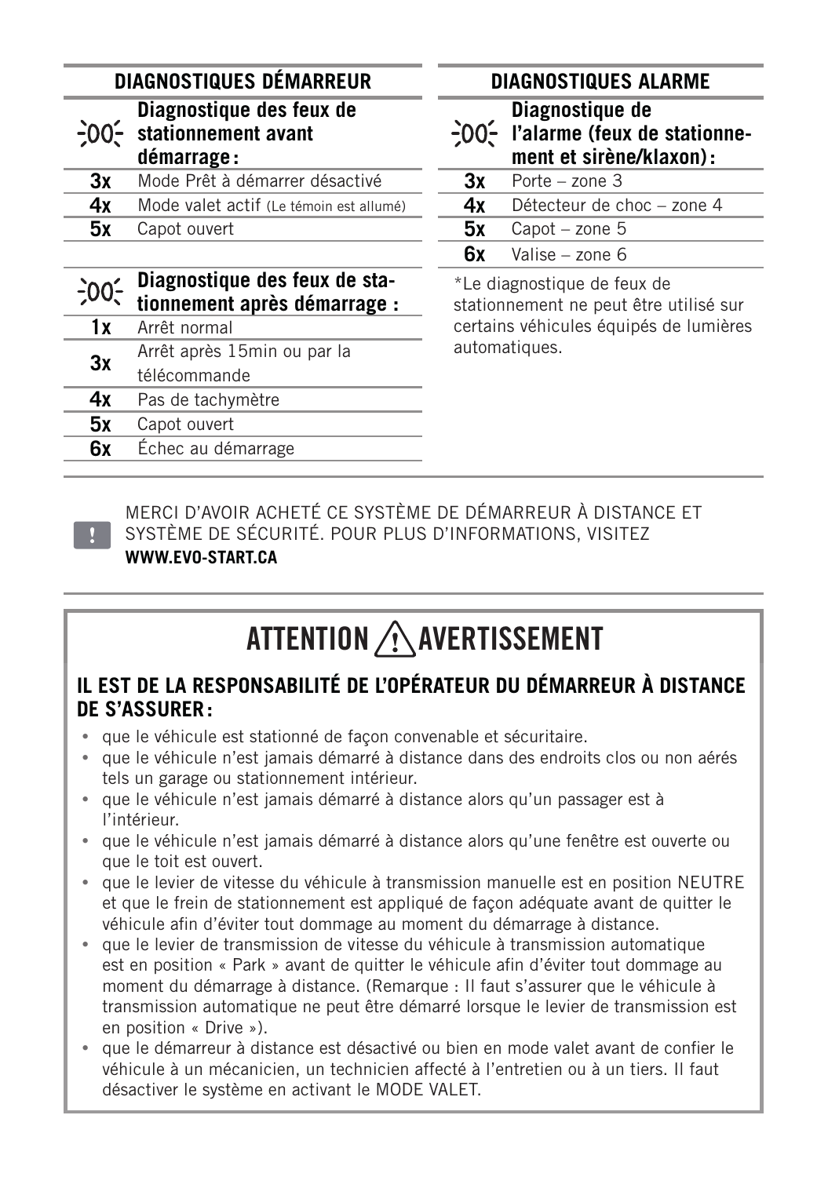## DIAGNOSTIQUES DÉMARREUR

### Diagnostique des feux de stationnement avant démarrage :

| | |
|---|---|
| **3x** | Mode Prêt à démarrer désactivé |
| **4x** | Mode valet actif (Le témoin est allumé) |
| **5x** | Capot ouvert |

### Diagnostique des feux de stationnement après démarrage :

| | |
|---|---|
| **1x** | Arrêt normal |
| **3x** | Arrêt après 15min ou par la télécommande |
| **4x** | Pas de tachymètre |
| **5x** | Capot ouvert |
| **6x** | Échec au démarrage |

## DIAGNOSTIQUES ALARME

### Diagnostique de l'alarme (feux de stationnement et sirène/klaxon) :

| | |
|---|---|
| **3x** | Porte – zone 3 |
| **4x** | Détecteur de choc – zone 4 |
| **5x** | Capot – zone 5 |
| **6x** | Valise – zone 6 |

*Le diagnostique de feux de stationnement ne peut être utilisé sur certains véhicules équipés de lumières automatiques.

MERCI D'AVOIR ACHETÉ CE SYSTÈME DE DÉMARREUR À DISTANCE ET SYSTÈME DE SÉCURITÉ. POUR PLUS D'INFORMATIONS, VISITEZ **WWW.EVO-START.CA**

# ATTENTION ⚠ AVERTISSEMENT

### IL EST DE LA RESPONSABILITÉ DE L'OPÉRATEUR DU DÉMARREUR À DISTANCE DE S'ASSURER :

- que le véhicule est stationné de façon convenable et sécuritaire.
- que le véhicule n'est jamais démarré à distance dans des endroits clos ou non aérés tels un garage ou stationnement intérieur.
- que le véhicule n'est jamais démarré à distance alors qu'un passager est à l'intérieur.
- que le véhicule n'est jamais démarré à distance alors qu'une fenêtre est ouverte ou que le toit est ouvert.
- que le levier de vitesse du véhicule à transmission manuelle est en position NEUTRE et que le frein de stationnement est appliqué de façon adéquate avant de quitter le véhicule afin d'éviter tout dommage au moment du démarrage à distance.
- que le levier de transmission de vitesse du véhicule à transmission automatique est en position « Park » avant de quitter le véhicule afin d'éviter tout dommage au moment du démarrage à distance. (Remarque : Il faut s'assurer que le véhicule à transmission automatique ne peut être démarré lorsque le levier de transmission est en position « Drive »).
- que le démarreur à distance est désactivé ou bien en mode valet avant de confier le véhicule à un mécanicien, un technicien affecté à l'entretien ou à un tiers. Il faut désactiver le système en activant le MODE VALET.